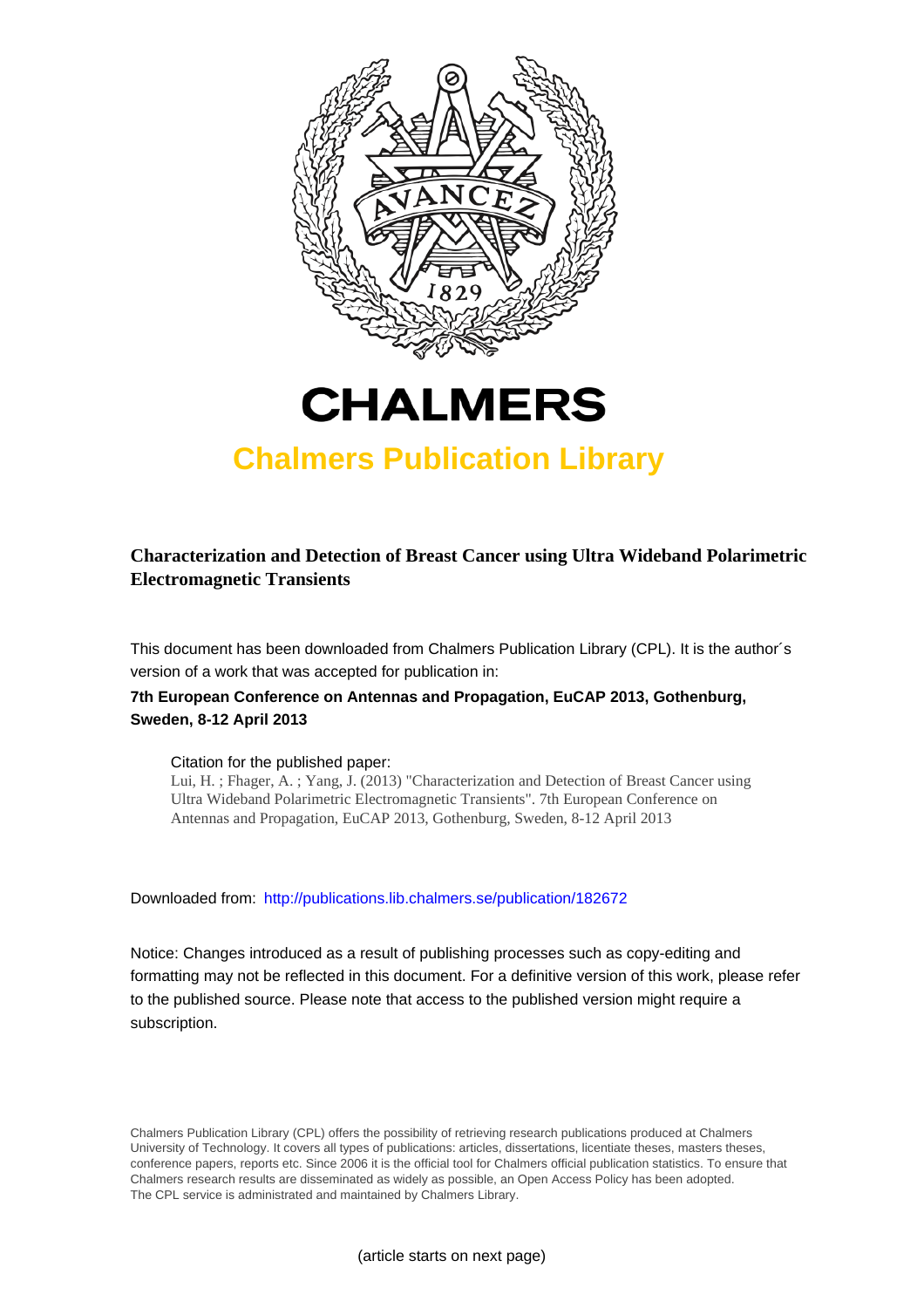# CHALMERS

## Chalmers Publication Library

**Characterization and Detection of Breast Cancer using Ultra Wideband Polarimetric Electromagnetic Transients**

This document has been downloaded from Chalmers Publication Library (CPL). It is the author´s version of a work that was accepted for publication in:

**7th European Conference on Antennas and Propagation, EuCAP 2013, Gothenburg, Sweden, 8-12 April 2013**

Citation for the published paper:
Lui, H. ; Fhager, A. ; Yang, J. (2013) "Characterization and Detection of Breast Cancer using Ultra Wideband Polarimetric Electromagnetic Transients". 7th European Conference on Antennas and Propagation, EuCAP 2013, Gothenburg, Sweden, 8-12 April 2013

Downloaded from: http://publications.lib.chalmers.se/publication/182672

Notice: Changes introduced as a result of publishing processes such as copy-editing and formatting may not be reflected in this document. For a definitive version of this work, please refer to the published source. Please note that access to the published version might require a subscription.

Chalmers Publication Library (CPL) offers the possibility of retrieving research publications produced at Chalmers University of Technology. It covers all types of publications: articles, dissertations, licentiate theses, masters theses, conference papers, reports etc. Since 2006 it is the official tool for Chalmers official publication statistics. To ensure that Chalmers research results are disseminated as widely as possible, an Open Access Policy has been adopted. The CPL service is administrated and maintained by Chalmers Library.

(article starts on next page)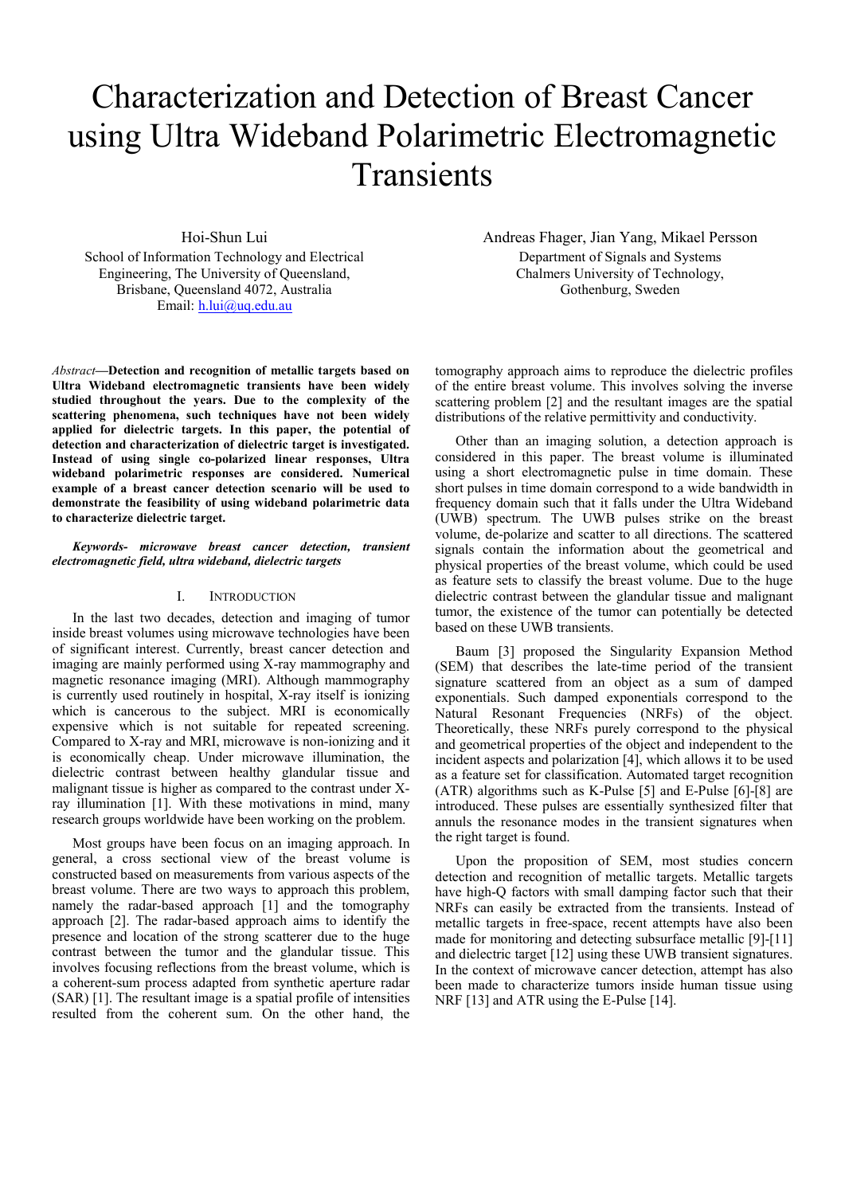# Characterization and Detection of Breast Cancer using Ultra Wideband Polarimetric Electromagnetic Transients

Hoi-Shun Lui
School of Information Technology and Electrical Engineering, The University of Queensland, Brisbane, Queensland 4072, Australia
Email: h.lui@uq.edu.au

Andreas Fhager, Jian Yang, Mikael Persson
Department of Signals and Systems
Chalmers University of Technology, Gothenburg, Sweden

*Abstract*—**Detection and recognition of metallic targets based on Ultra Wideband electromagnetic transients have been widely studied throughout the years. Due to the complexity of the scattering phenomena, such techniques have not been widely applied for dielectric targets. In this paper, the potential of detection and characterization of dielectric target is investigated. Instead of using single co-polarized linear responses, Ultra wideband polarimetric responses are considered. Numerical example of a breast cancer detection scenario will be used to demonstrate the feasibility of using wideband polarimetric data to characterize dielectric target.**

***Keywords- microwave breast cancer detection, transient electromagnetic field, ultra wideband, dielectric targets***

## I. Introduction

In the last two decades, detection and imaging of tumor inside breast volumes using microwave technologies have been of significant interest. Currently, breast cancer detection and imaging are mainly performed using X-ray mammography and magnetic resonance imaging (MRI). Although mammography is currently used routinely in hospital, X-ray itself is ionizing which is cancerous to the subject. MRI is economically expensive which is not suitable for repeated screening. Compared to X-ray and MRI, microwave is non-ionizing and it is economically cheap. Under microwave illumination, the dielectric contrast between healthy glandular tissue and malignant tissue is higher as compared to the contrast under X-ray illumination [1]. With these motivations in mind, many research groups worldwide have been working on the problem.

Most groups have been focus on an imaging approach. In general, a cross sectional view of the breast volume is constructed based on measurements from various aspects of the breast volume. There are two ways to approach this problem, namely the radar-based approach [1] and the tomography approach [2]. The radar-based approach aims to identify the presence and location of the strong scatterer due to the huge contrast between the tumor and the glandular tissue. This involves focusing reflections from the breast volume, which is a coherent-sum process adapted from synthetic aperture radar (SAR) [1]. The resultant image is a spatial profile of intensities resulted from the coherent sum. On the other hand, the tomography approach aims to reproduce the dielectric profiles of the entire breast volume. This involves solving the inverse scattering problem [2] and the resultant images are the spatial distributions of the relative permittivity and conductivity.

Other than an imaging solution, a detection approach is considered in this paper. The breast volume is illuminated using a short electromagnetic pulse in time domain. These short pulses in time domain correspond to a wide bandwidth in frequency domain such that it falls under the Ultra Wideband (UWB) spectrum. The UWB pulses strike on the breast volume, de-polarize and scatter to all directions. The scattered signals contain the information about the geometrical and physical properties of the breast volume, which could be used as feature sets to classify the breast volume. Due to the huge dielectric contrast between the glandular tissue and malignant tumor, the existence of the tumor can potentially be detected based on these UWB transients.

Baum [3] proposed the Singularity Expansion Method (SEM) that describes the late-time period of the transient signature scattered from an object as a sum of damped exponentials. Such damped exponentials correspond to the Natural Resonant Frequencies (NRFs) of the object. Theoretically, these NRFs purely correspond to the physical and geometrical properties of the object and independent to the incident aspects and polarization [4], which allows it to be used as a feature set for classification. Automated target recognition (ATR) algorithms such as K-Pulse [5] and E-Pulse [6]-[8] are introduced. These pulses are essentially synthesized filter that annuls the resonance modes in the transient signatures when the right target is found.

Upon the proposition of SEM, most studies concern detection and recognition of metallic targets. Metallic targets have high-Q factors with small damping factor such that their NRFs can easily be extracted from the transients. Instead of metallic targets in free-space, recent attempts have also been made for monitoring and detecting subsurface metallic [9]-[11] and dielectric target [12] using these UWB transient signatures. In the context of microwave cancer detection, attempt has also been made to characterize tumors inside human tissue using NRF [13] and ATR using the E-Pulse [14].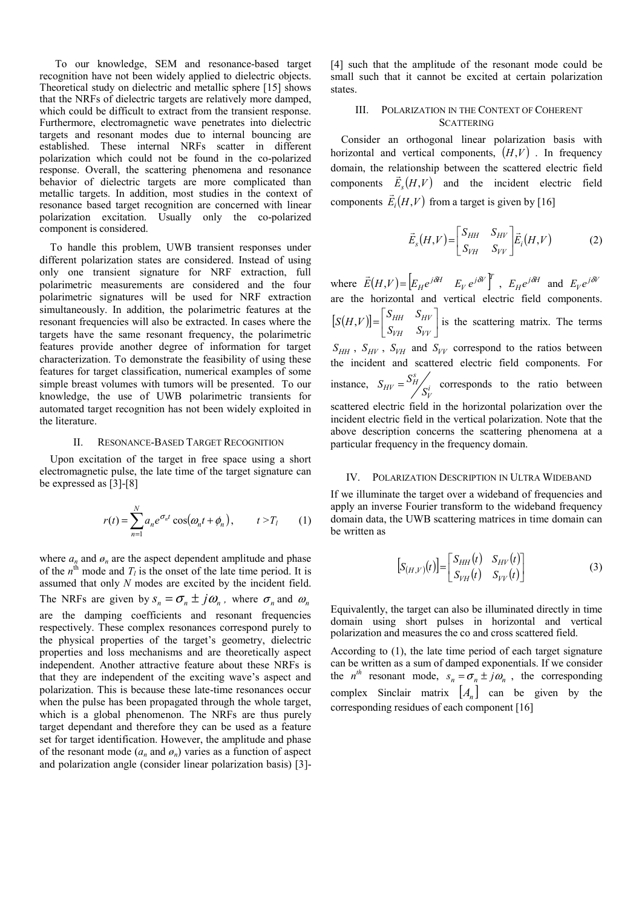To our knowledge, SEM and resonance-based target recognition have not been widely applied to dielectric objects. Theoretical study on dielectric and metallic sphere [15] shows that the NRFs of dielectric targets are relatively more damped, which could be difficult to extract from the transient response. Furthermore, electromagnetic wave penetrates into dielectric targets and resonant modes due to internal bouncing are established. These internal NRFs scatter in different polarization which could not be found in the co-polarized response. Overall, the scattering phenomena and resonance behavior of dielectric targets are more complicated than metallic targets. In addition, most studies in the context of resonance based target recognition are concerned with linear polarization excitation. Usually only the co-polarized component is considered.

To handle this problem, UWB transient responses under different polarization states are considered. Instead of using only one transient signature for NRF extraction, full polarimetric measurements are considered and the four polarimetric signatures will be used for NRF extraction simultaneously. In addition, the polarimetric features at the resonant frequencies will also be extracted. In cases where the targets have the same resonant frequency, the polarimetric features provide another degree of information for target characterization. To demonstrate the feasibility of using these features for target classification, numerical examples of some simple breast volumes with tumors will be presented. To our knowledge, the use of UWB polarimetric transients for automated target recognition has not been widely exploited in the literature.

## II. Resonance-Based Target Recognition

Upon excitation of the target in free space using a short electromagnetic pulse, the late time of the target signature can be expressed as [3]-[8]

$$r(t) = \sum_{n=1}^{N} a_n e^{\sigma_n t} \cos(\omega_n t + \phi_n), \qquad t > T_l \qquad (1)$$

where $a_n$ and $\phi_n$ are the aspect dependent amplitude and phase of the $n^{\text{th}}$ mode and $T_l$ is the onset of the late time period. It is assumed that only $N$ modes are excited by the incident field. The NRFs are given by $s_n = \sigma_n \pm j\omega_n$, where $\sigma_n$ and $\omega_n$ are the damping coefficients and resonant frequencies respectively. These complex resonances correspond purely to the physical properties of the target's geometry, dielectric properties and loss mechanisms and are theoretically aspect independent. Another attractive feature about these NRFs is that they are independent of the exciting wave's aspect and polarization. This is because these late-time resonances occur when the pulse has been propagated through the whole target, which is a global phenomenon. The NRFs are thus purely target dependant and therefore they can be used as a feature set for target identification. However, the amplitude and phase of the resonant mode ($a_n$ and $\phi_n$) varies as a function of aspect and polarization angle (consider linear polarization basis) [3]-[4] such that the amplitude of the resonant mode could be small such that it cannot be excited at certain polarization states.

## III. Polarization in the Context of Coherent Scattering

Consider an orthogonal linear polarization basis with horizontal and vertical components, $(H,V)$. In frequency domain, the relationship between the scattered electric field components $\vec{E}_s(H,V)$ and the incident electric field components $\vec{E}_i(H,V)$ from a target is given by [16]

$$\vec{E}_s(H,V) = \begin{bmatrix} S_{HH} & S_{HV} \\ S_{VH} & S_{VV} \end{bmatrix} \vec{E}_i(H,V) \qquad (2)$$

where $\vec{E}(H,V) = \begin{bmatrix} E_H e^{j\delta H} & E_V e^{j\delta V} \end{bmatrix}^T$, $E_H e^{j\delta H}$ and $E_V e^{j\delta V}$ are the horizontal and vertical electric field components. $[S(H,V)] = \begin{bmatrix} S_{HH} & S_{HV} \\ S_{VH} & S_{VV} \end{bmatrix}$ is the scattering matrix. The terms $S_{HH}$, $S_{HV}$, $S_{VH}$ and $S_{VV}$ correspond to the ratios between the incident and scattered electric field components. For instance, $S_{HV} = S_H^s / S_V^i$ corresponds to the ratio between scattered electric field in the horizontal polarization over the incident electric field in the vertical polarization. Note that the above description concerns the scattering phenomena at a particular frequency in the frequency domain.

## IV. Polarization Description in Ultra Wideband

If we illuminate the target over a wideband of frequencies and apply an inverse Fourier transform to the wideband frequency domain data, the UWB scattering matrices in time domain can be written as

$$\left[S_{(H,V)}(t)\right] = \begin{bmatrix} S_{HH}(t) & S_{HV}(t) \\ S_{VH}(t) & S_{VV}(t) \end{bmatrix} \qquad (3)$$

Equivalently, the target can also be illuminated directly in time domain using short pulses in horizontal and vertical polarization and measures the co and cross scattered field.

According to (1), the late time period of each target signature can be written as a sum of damped exponentials. If we consider the $n^{th}$ resonant mode, $s_n = \sigma_n \pm j\omega_n$, the corresponding complex Sinclair matrix $[A_n]$ can be given by the corresponding residues of each component [16]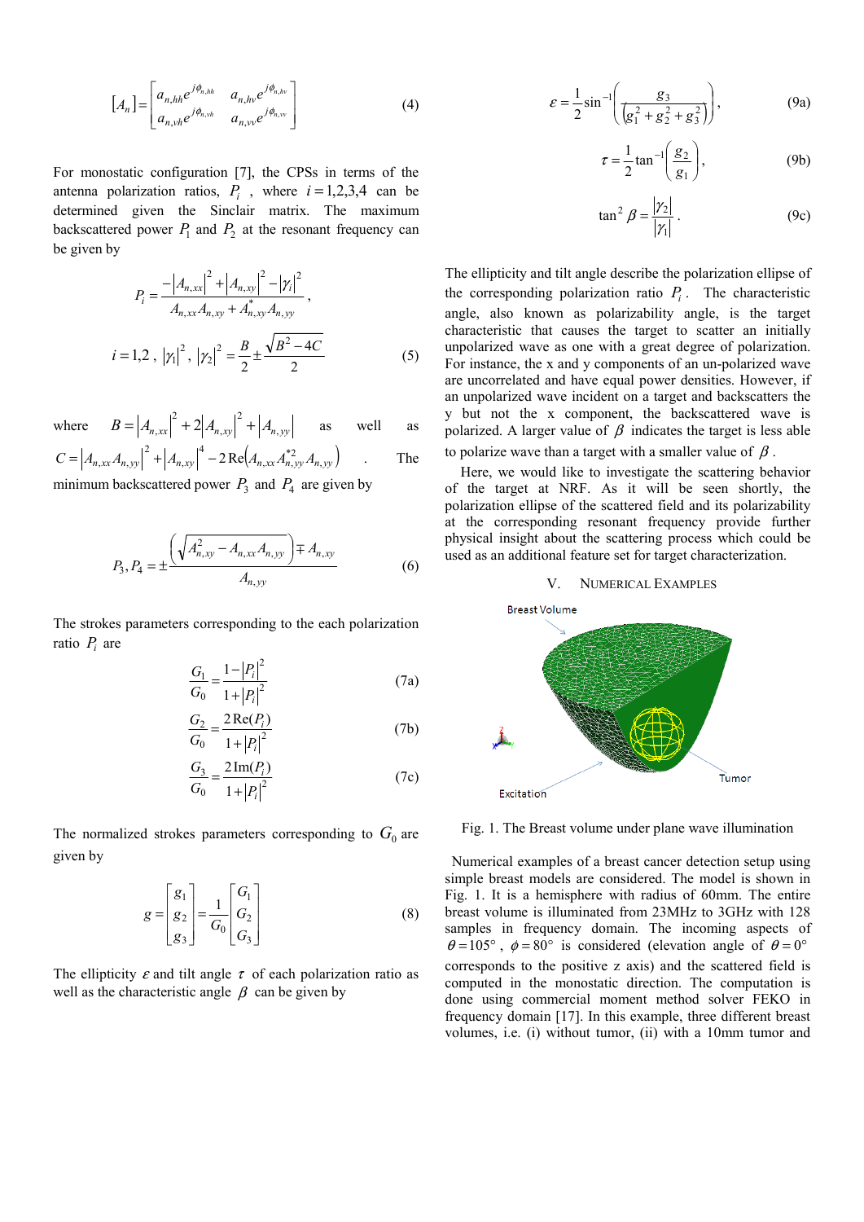$$[A_n]=\begin{bmatrix} a_{n,hh}e^{j\phi_{n,hh}} & a_{n,hv}e^{j\phi_{n,hv}} \\ a_{n,vh}e^{j\phi_{n,vh}} & a_{n,vv}e^{j\phi_{n,vv}} \end{bmatrix} \tag{4}$$

For monostatic configuration [7], the CPSs in terms of the antenna polarization ratios, $P_i$, where $i=1,2,3,4$ can be determined given the Sinclair matrix. The maximum backscattered power $P_1$ and $P_2$ at the resonant frequency can be given by

$$P_i=\frac{-\left|A_{n,xx}\right|^2+\left|A_{n,xy}\right|^2-\left|\gamma_i\right|^2}{A_{n,xx}A_{n,xy}+A_{n,xy}^*A_{n,yy}},$$

$$i=1,2\,,\ \left|\gamma_1\right|^2,\ \left|\gamma_2\right|^2=\frac{B}{2}\pm\frac{\sqrt{B^2-4C}}{2} \tag{5}$$

where $B=\left|A_{n,xx}\right|^2+2\left|A_{n,xy}\right|^2+\left|A_{n,yy}\right|$ as well as $C=\left|A_{n,xx}A_{n,yy}\right|^2+\left|A_{n,xy}\right|^4-2\,\mathrm{Re}\left(A_{n,xx}A_{n,yy}^{*2}A_{n,yy}\right)$. The minimum backscattered power $P_3$ and $P_4$ are given by

$$P_3,P_4=\pm\frac{\left(\sqrt{A_{n,xy}^2-A_{n,xx}A_{n,yy}}\right)\mp A_{n,xy}}{A_{n,yy}} \tag{6}$$

The strokes parameters corresponding to the each polarization ratio $P_i$ are

$$\frac{G_1}{G_0}=\frac{1-\left|P_i\right|^2}{1+\left|P_i\right|^2} \tag{7a}$$

$$\frac{G_2}{G_0}=\frac{2\,\mathrm{Re}(P_i)}{1+\left|P_i\right|^2} \tag{7b}$$

$$\frac{G_3}{G_0}=\frac{2\,\mathrm{Im}(P_i)}{1+\left|P_i\right|^2} \tag{7c}$$

The normalized strokes parameters corresponding to $G_0$ are given by

$$g=\begin{bmatrix} g_1\\ g_2\\ g_3\end{bmatrix}=\frac{1}{G_0}\begin{bmatrix} G_1\\ G_2\\ G_3\end{bmatrix} \tag{8}$$

The ellipticity $\varepsilon$ and tilt angle $\tau$ of each polarization ratio as well as the characteristic angle $\beta$ can be given by

$$\varepsilon=\frac{1}{2}\sin^{-1}\left(\frac{g_3}{\left(g_1^2+g_2^2+g_3^2\right)}\right), \tag{9a}$$

$$\tau=\frac{1}{2}\tan^{-1}\left(\frac{g_2}{g_1}\right), \tag{9b}$$

$$\tan^2\beta=\frac{\left|\gamma_2\right|}{\left|\gamma_1\right|}. \tag{9c}$$

The ellipticity and tilt angle describe the polarization ellipse of the corresponding polarization ratio $P_i$. The characteristic angle, also known as polarizability angle, is the target characteristic that causes the target to scatter an initially unpolarized wave as one with a great degree of polarization. For instance, the x and y components of an un-polarized wave are uncorrelated and have equal power densities. However, if an unpolarized wave incident on a target and backscatters the y but not the x component, the backscattered wave is polarized. A larger value of $\beta$ indicates the target is less able to polarize wave than a target with a smaller value of $\beta$.

Here, we would like to investigate the scattering behavior of the target at NRF. As it will be seen shortly, the polarization ellipse of the scattered field and its polarizability at the corresponding resonant frequency provide further physical insight about the scattering process which could be used as an additional feature set for target characterization.

## V. Numerical Examples

Fig. 1. The Breast volume under plane wave illumination

Numerical examples of a breast cancer detection setup using simple breast models are considered. The model is shown in Fig. 1. It is a hemisphere with radius of 60mm. The entire breast volume is illuminated from 23MHz to 3GHz with 128 samples in frequency domain. The incoming aspects of $\theta=105°$, $\phi=80°$ is considered (elevation angle of $\theta=0°$ corresponds to the positive z axis) and the scattered field is computed in the monostatic direction. The computation is done using commercial moment method solver FEKO in frequency domain [17]. In this example, three different breast volumes, i.e. (i) without tumor, (ii) with a 10mm tumor and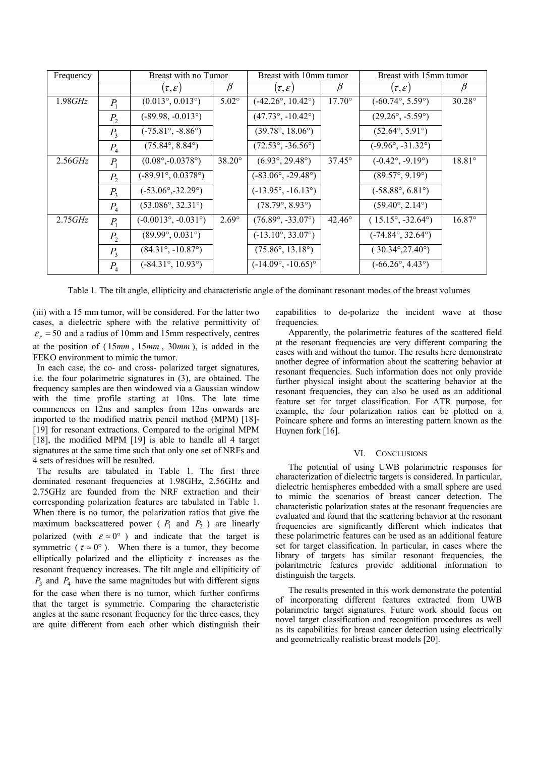| Frequency | | Breast with no Tumor | | Breast with 10mm tumor | | Breast with 15mm tumor | |
|---|---|---|---|---|---|---|---|
| | | $(\tau,\varepsilon)$ | $\beta$ | $(\tau,\varepsilon)$ | $\beta$ | $(\tau,\varepsilon)$ | $\beta$ |
| 1.98*GHz* | $P_1$ | (0.013°, 0.013°) | 5.02° | (-42.26°, 10.42°) | 17.70° | (-60.74°, 5.59°) | 30.28° |
| | $P_2$ | (-89.98, -0.013°) | | (47.73°, -10.42°) | | (29.26°, -5.59°) | |
| | $P_3$ | (-75.81°, -8.86°) | | (39.78°, 18.06°) | | (52.64°, 5.91°) | |
| | $P_4$ | (75.84°, 8.84°) | | (72.53°, -36.56°) | | (-9.96°, -31.32°) | |
| 2.56*GHz* | $P_1$ | (0.08°,-0.0378°) | 38.20° | (6.93°, 29.48°) | 37.45° | (-0.42°, -9.19°) | 18.81° |
| | $P_2$ | (-89.91°, 0.0378°) | | (-83.06°, -29.48°) | | (89.57°, 9.19°) | |
| | $P_3$ | (-53.06°,-32.29°) | | (-13.95°, -16.13°) | | (-58.88°, 6.81°) | |
| | $P_4$ | (53.086°, 32.31°) | | (78.79°, 8.93°) | | (59.40°, 2.14°) | |
| 2.75*GHz* | $P_1$ | (-0.0013°, -0.031°) | 2.69° | (76.89°, -33.07°) | 42.46° | ( 15.15°, -32.64°) | 16.87° |
| | $P_2$ | (89.99°, 0.031°) | | (-13.10°, 33.07°) | | (-74.84°, 32.64°) | |
| | $P_3$ | (84.31°, -10.87°) | | (75.86°, 13.18°) | | ( 30.34°,27.40°) | |
| | $P_4$ | (-84.31°, 10.93°) | | (-14.09°, -10.65)° | | (-66.26°, 4.43°) | |

Table 1. The tilt angle, ellipticity and characteristic angle of the dominant resonant modes of the breast volumes

(iii) with a 15 mm tumor, will be considered. For the latter two cases, a dielectric sphere with the relative permittivity of $\varepsilon_r = 50$ and a radius of 10mm and 15mm respectively, centres at the position of ($15mm$, $15mm$, $30mm$), is added in the FEKO environment to mimic the tumor.

In each case, the co- and cross- polarized target signatures, i.e. the four polarimetric signatures in (3), are obtained. The frequency samples are then windowed via a Gaussian window with the time profile starting at 10ns. The late time commences on 12ns and samples from 12ns onwards are imported to the modified matrix pencil method (MPM) [18]-[19] for resonant extractions. Compared to the original MPM [18], the modified MPM [19] is able to handle all 4 target signatures at the same time such that only one set of NRFs and 4 sets of residues will be resulted.

The results are tabulated in Table 1. The first three dominated resonant frequencies at 1.98GHz, 2.56GHz and 2.75GHz are founded from the NRF extraction and their corresponding polarization features are tabulated in Table 1. When there is no tumor, the polarization ratios that give the maximum backscattered power ( $P_1$ and $P_2$ ) are linearly polarized (with $\varepsilon \approx 0°$ ) and indicate that the target is symmetric ( $\tau \approx 0°$ ). When there is a tumor, they become elliptically polarized and the ellipticity $\tau$ increases as the resonant frequency increases. The tilt angle and ellipiticity of $P_3$ and $P_4$ have the same magnitudes but with different signs for the case when there is no tumor, which further confirms that the target is symmetric. Comparing the characteristic angles at the same resonant frequency for the three cases, they are quite different from each other which distinguish their capabilities to de-polarize the incident wave at those frequencies.

Apparently, the polarimetric features of the scattered field at the resonant frequencies are very different comparing the cases with and without the tumor. The results here demonstrate another degree of information about the scattering behavior at resonant frequencies. Such information does not only provide further physical insight about the scattering behavior at the resonant frequencies, they can also be used as an additional feature set for target classification. For ATR purpose, for example, the four polarization ratios can be plotted on a Poincare sphere and forms an interesting pattern known as the Huynen fork [16].

## VI. Conclusions

The potential of using UWB polarimetric responses for characterization of dielectric targets is considered. In particular, dielectric hemispheres embedded with a small sphere are used to mimic the scenarios of breast cancer detection. The characteristic polarization states at the resonant frequencies are evaluated and found that the scattering behavior at the resonant frequencies are significantly different which indicates that these polarimetric features can be used as an additional feature set for target classification. In particular, in cases where the library of targets has similar resonant frequencies, the polaritmetric features provide additional information to distinguish the targets.

The results presented in this work demonstrate the potential of incorporating different features extracted from UWB polarimetric target signatures. Future work should focus on novel target classification and recognition procedures as well as its capabilities for breast cancer detection using electrically and geometrically realistic breast models [20].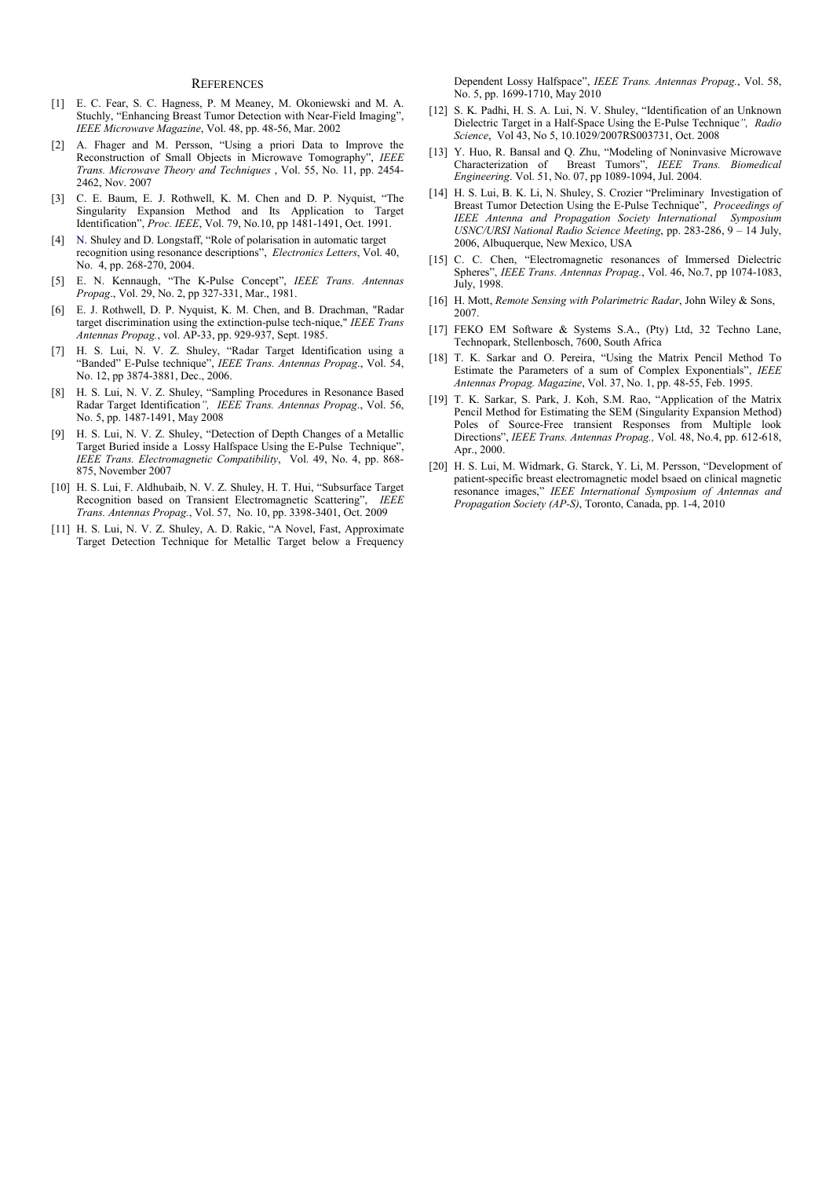## References

[1] E. C. Fear, S. C. Hagness, P. M Meaney, M. Okoniewski and M. A. Stuchly, "Enhancing Breast Tumor Detection with Near-Field Imaging", *IEEE Microwave Magazine*, Vol. 48, pp. 48-56, Mar. 2002

[2] A. Fhager and M. Persson, "Using a priori Data to Improve the Reconstruction of Small Objects in Microwave Tomography", *IEEE Trans. Microwave Theory and Techniques* , Vol. 55, No. 11, pp. 2454-2462, Nov. 2007

[3] C. E. Baum, E. J. Rothwell, K. M. Chen and D. P. Nyquist, "The Singularity Expansion Method and Its Application to Target Identification", *Proc. IEEE*, Vol. 79, No.10, pp 1481-1491, Oct. 1991.

[4] N. Shuley and D. Longstaff, "Role of polarisation in automatic target recognition using resonance descriptions", *Electronics Letters*, Vol. 40, No. 4, pp. 268-270, 2004.

[5] E. N. Kennaugh, "The K-Pulse Concept", *IEEE Trans. Antennas Propag*., Vol. 29, No. 2, pp 327-331, Mar., 1981.

[6] E. J. Rothwell, D. P. Nyquist, K. M. Chen, and B. Drachman, "Radar target discrimination using the extinction-pulse tech-nique," *IEEE Trans Antennas Propag.*, vol. AP-33, pp. 929-937, Sept. 1985.

[7] H. S. Lui, N. V. Z. Shuley, "Radar Target Identification using a "Banded" E-Pulse technique", *IEEE Trans. Antennas Propag*., Vol. 54, No. 12, pp 3874-3881, Dec., 2006.

[8] H. S. Lui, N. V. Z. Shuley, "Sampling Procedures in Resonance Based Radar Target Identification*", IEEE Trans. Antennas Propag*., Vol. 56, No. 5, pp. 1487-1491, May 2008

[9] H. S. Lui, N. V. Z. Shuley, "Detection of Depth Changes of a Metallic Target Buried inside a Lossy Halfspace Using the E-Pulse Technique", *IEEE Trans. Electromagnetic Compatibility*, Vol. 49, No. 4, pp. 868-875, November 2007

[10] H. S. Lui, F. Aldhubaib, N. V. Z. Shuley, H. T. Hui, "Subsurface Target Recognition based on Transient Electromagnetic Scattering", *IEEE Trans. Antennas Propag.*, Vol. 57, No. 10, pp. 3398-3401, Oct. 2009

[11] H. S. Lui, N. V. Z. Shuley, A. D. Rakic, "A Novel, Fast, Approximate Target Detection Technique for Metallic Target below a Frequency Dependent Lossy Halfspace", *IEEE Trans. Antennas Propag.*, Vol. 58, No. 5, pp. 1699-1710, May 2010

[12] S. K. Padhi, H. S. A. Lui, N. V. Shuley, "Identification of an Unknown Dielectric Target in a Half-Space Using the E-Pulse Technique*", Radio Science*, Vol 43, No 5, 10.1029/2007RS003731, Oct. 2008

[13] Y. Huo, R. Bansal and Q. Zhu, "Modeling of Noninvasive Microwave Characterization of Breast Tumors", *IEEE Trans. Biomedical Engineering*. Vol. 51, No. 07, pp 1089-1094, Jul. 2004.

[14] H. S. Lui, B. K. Li, N. Shuley, S. Crozier "Preliminary Investigation of Breast Tumor Detection Using the E-Pulse Technique", *Proceedings of IEEE Antenna and Propagation Society International Symposium USNC/URSI National Radio Science Meeting*, pp. 283-286, 9 – 14 July, 2006, Albuquerque, New Mexico, USA

[15] C. C. Chen, "Electromagnetic resonances of Immersed Dielectric Spheres", *IEEE Trans. Antennas Propag.*, Vol. 46, No.7, pp 1074-1083, July, 1998.

[16] H. Mott, *Remote Sensing with Polarimetric Radar*, John Wiley & Sons, 2007.

[17] FEKO EM Software & Systems S.A., (Pty) Ltd, 32 Techno Lane, Technopark, Stellenbosch, 7600, South Africa

[18] T. K. Sarkar and O. Pereira, "Using the Matrix Pencil Method To Estimate the Parameters of a sum of Complex Exponentials", *IEEE Antennas Propag. Magazine*, Vol. 37, No. 1, pp. 48-55, Feb. 1995.

[19] T. K. Sarkar, S. Park, J. Koh, S.M. Rao, "Application of the Matrix Pencil Method for Estimating the SEM (Singularity Expansion Method) Poles of Source-Free transient Responses from Multiple look Directions", *IEEE Trans. Antennas Propag.,* Vol. 48, No.4, pp. 612-618, Apr., 2000.

[20] H. S. Lui, M. Widmark, G. Starck, Y. Li, M. Persson, "Development of patient-specific breast electromagnetic model bsaed on clinical magnetic resonance images," *IEEE International Symposium of Antennas and Propagation Society (AP-S)*, Toronto, Canada, pp. 1-4, 2010